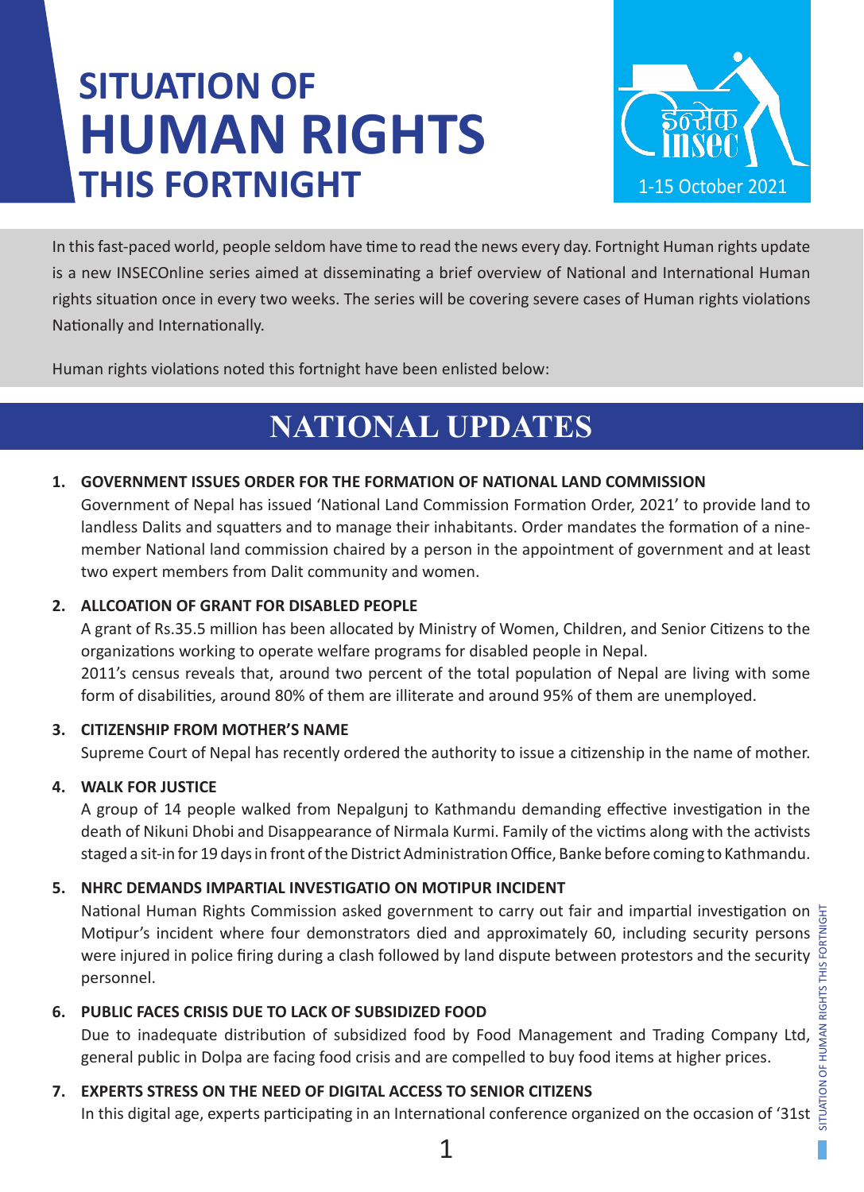# SITUATION OF HUMAN RIGHTS THIS FORTNIGHT

इन्सेक INSEC

1-15 October 2021

In this fast-paced world, people seldom have time to read the news every day. Fortnight Human rights update is a new INSECOnline series aimed at disseminating a brief overview of National and International Human rights situation once in every two weeks. The series will be covering severe cases of Human rights violations Nationally and Internationally.

Human rights violations noted this fortnight have been enlisted below:

## NATIONAL UPDATES

1. **GOVERNMENT ISSUES ORDER FOR THE FORMATION OF NATIONAL LAND COMMISSION**

   Government of Nepal has issued 'National Land Commission Formation Order, 2021' to provide land to landless Dalits and squatters and to manage their inhabitants. Order mandates the formation of a nine-member National land commission chaired by a person in the appointment of government and at least two expert members from Dalit community and women.

2. **ALLCOATION OF GRANT FOR DISABLED PEOPLE**

   A grant of Rs.35.5 million has been allocated by Ministry of Women, Children, and Senior Citizens to the organizations working to operate welfare programs for disabled people in Nepal.

   2011's census reveals that, around two percent of the total population of Nepal are living with some form of disabilities, around 80% of them are illiterate and around 95% of them are unemployed.

3. **CITIZENSHIP FROM MOTHER'S NAME**

   Supreme Court of Nepal has recently ordered the authority to issue a citizenship in the name of mother.

4. **WALK FOR JUSTICE**

   A group of 14 people walked from Nepalgunj to Kathmandu demanding effective investigation in the death of Nikuni Dhobi and Disappearance of Nirmala Kurmi. Family of the victims along with the activists staged a sit-in for 19 days in front of the District Administration Office, Banke before coming to Kathmandu.

5. **NHRC DEMANDS IMPARTIAL INVESTIGATIO ON MOTIPUR INCIDENT**

   National Human Rights Commission asked government to carry out fair and impartial investigation on Motipur's incident where four demonstrators died and approximately 60, including security persons were injured in police firing during a clash followed by land dispute between protestors and the security personnel.

6. **PUBLIC FACES CRISIS DUE TO LACK OF SUBSIDIZED FOOD**

   Due to inadequate distribution of subsidized food by Food Management and Trading Company Ltd, general public in Dolpa are facing food crisis and are compelled to buy food items at higher prices.

7. **EXPERTS STRESS ON THE NEED OF DIGITAL ACCESS TO SENIOR CITIZENS**

   In this digital age, experts participating in an International conference organized on the occasion of '31st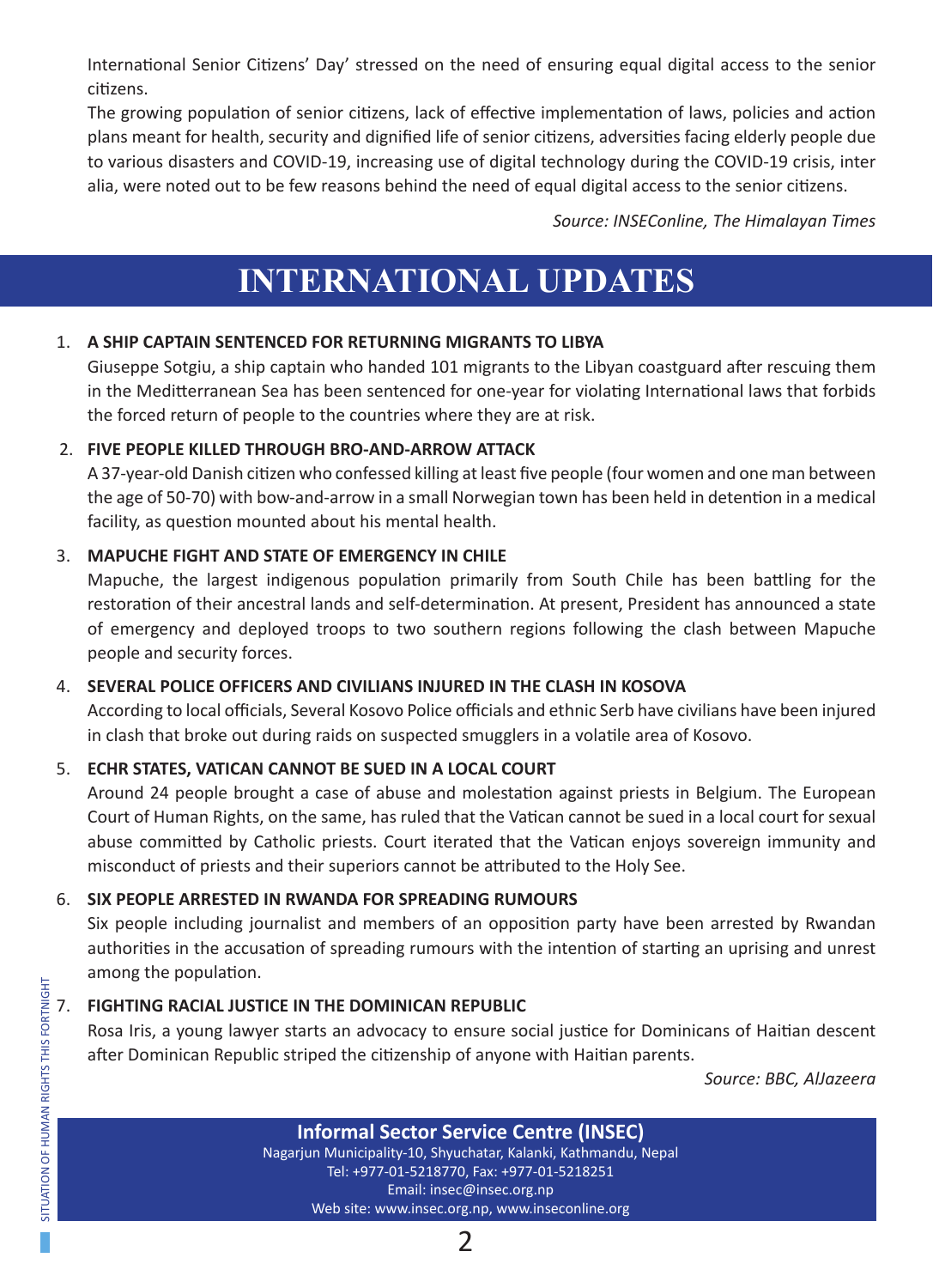International Senior Citizens' Day' stressed on the need of ensuring equal digital access to the senior citizens.

The growing population of senior citizens, lack of effective implementation of laws, policies and action plans meant for health, security and dignified life of senior citizens, adversities facing elderly people due to various disasters and COVID-19, increasing use of digital technology during the COVID-19 crisis, inter alia, were noted out to be few reasons behind the need of equal digital access to the senior citizens.

*Source: INSEConline, The Himalayan Times*

# INTERNATIONAL UPDATES

1. **A SHIP CAPTAIN SENTENCED FOR RETURNING MIGRANTS TO LIBYA**

   Giuseppe Sotgiu, a ship captain who handed 101 migrants to the Libyan coastguard after rescuing them in the Meditterranean Sea has been sentenced for one-year for violating International laws that forbids the forced return of people to the countries where they are at risk.

2. **FIVE PEOPLE KILLED THROUGH BRO-AND-ARROW ATTACK**

   A 37-year-old Danish citizen who confessed killing at least five people (four women and one man between the age of 50-70) with bow-and-arrow in a small Norwegian town has been held in detention in a medical facility, as question mounted about his mental health.

3. **MAPUCHE FIGHT AND STATE OF EMERGENCY IN CHILE**

   Mapuche, the largest indigenous population primarily from South Chile has been battling for the restoration of their ancestral lands and self-determination. At present, President has announced a state of emergency and deployed troops to two southern regions following the clash between Mapuche people and security forces.

4. **SEVERAL POLICE OFFICERS AND CIVILIANS INJURED IN THE CLASH IN KOSOVA**

   According to local officials, Several Kosovo Police officials and ethnic Serb have civilians have been injured in clash that broke out during raids on suspected smugglers in a volatile area of Kosovo.

5. **ECHR STATES, VATICAN CANNOT BE SUED IN A LOCAL COURT**

   Around 24 people brought a case of abuse and molestation against priests in Belgium. The European Court of Human Rights, on the same, has ruled that the Vatican cannot be sued in a local court for sexual abuse committed by Catholic priests. Court iterated that the Vatican enjoys sovereign immunity and misconduct of priests and their superiors cannot be attributed to the Holy See.

6. **SIX PEOPLE ARRESTED IN RWANDA FOR SPREADING RUMOURS**

   Six people including journalist and members of an opposition party have been arrested by Rwandan authorities in the accusation of spreading rumours with the intention of starting an uprising and unrest among the population.

7. **FIGHTING RACIAL JUSTICE IN THE DOMINICAN REPUBLIC**

   Rosa Iris, a young lawyer starts an advocacy to ensure social justice for Dominicans of Haitian descent after Dominican Republic striped the citizenship of anyone with Haitian parents.

*Source: BBC, AlJazeera*

**Informal Sector Service Centre (INSEC)**
Nagarjun Municipality-10, Shyuchatar, Kalanki, Kathmandu, Nepal
Tel: +977-01-5218770, Fax: +977-01-5218251
Email: insec@insec.org.np
Web site: www.insec.org.np, www.inseconline.org